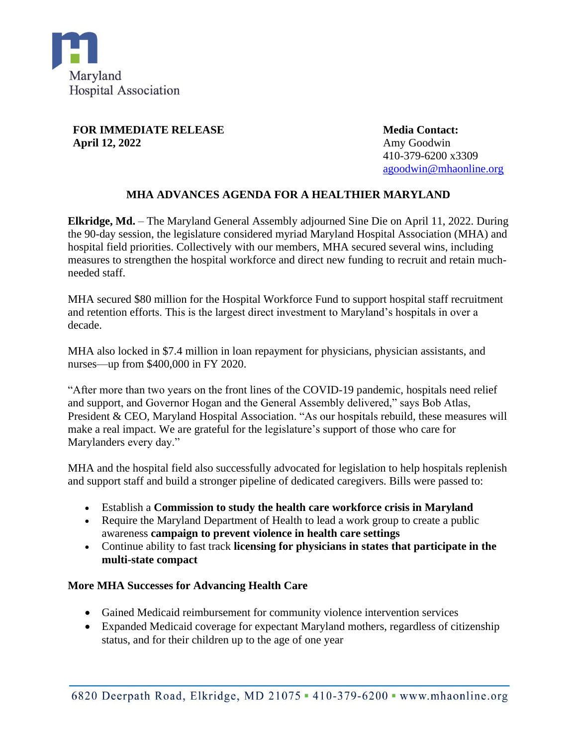Maryland Hospital Association

**FOR IMMEDIATE RELEASE**
**April 12, 2022**

**Media Contact:**
Amy Goodwin
410-379-6200 x3309
agoodwin@mhaonline.org

## MHA ADVANCES AGENDA FOR A HEALTHIER MARYLAND

**Elkridge, Md.** – The Maryland General Assembly adjourned Sine Die on April 11, 2022. During the 90-day session, the legislature considered myriad Maryland Hospital Association (MHA) and hospital field priorities. Collectively with our members, MHA secured several wins, including measures to strengthen the hospital workforce and direct new funding to recruit and retain much-needed staff.

MHA secured $80 million for the Hospital Workforce Fund to support hospital staff recruitment and retention efforts. This is the largest direct investment to Maryland's hospitals in over a decade.

MHA also locked in $7.4 million in loan repayment for physicians, physician assistants, and nurses—up from $400,000 in FY 2020.

"After more than two years on the front lines of the COVID-19 pandemic, hospitals need relief and support, and Governor Hogan and the General Assembly delivered," says Bob Atlas, President & CEO, Maryland Hospital Association. "As our hospitals rebuild, these measures will make a real impact. We are grateful for the legislature's support of those who care for Marylanders every day."

MHA and the hospital field also successfully advocated for legislation to help hospitals replenish and support staff and build a stronger pipeline of dedicated caregivers. Bills were passed to:

- Establish a **Commission to study the health care workforce crisis in Maryland**
- Require the Maryland Department of Health to lead a work group to create a public awareness **campaign to prevent violence in health care settings**
- Continue ability to fast track **licensing for physicians in states that participate in the multi-state compact**

**More MHA Successes for Advancing Health Care**

- Gained Medicaid reimbursement for community violence intervention services
- Expanded Medicaid coverage for expectant Maryland mothers, regardless of citizenship status, and for their children up to the age of one year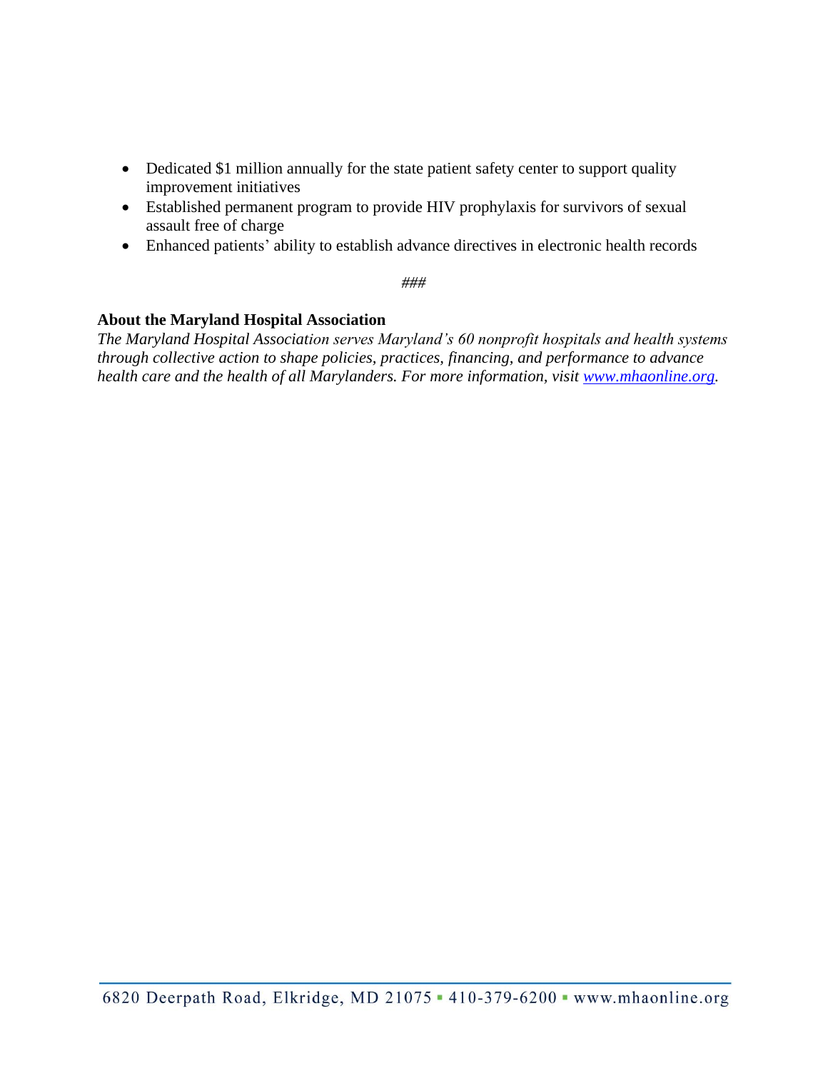- Dedicated $1 million annually for the state patient safety center to support quality improvement initiatives
- Established permanent program to provide HIV prophylaxis for survivors of sexual assault free of charge
- Enhanced patients' ability to establish advance directives in electronic health records

*###*

**About the Maryland Hospital Association**

*The Maryland Hospital Association serves Maryland's 60 nonprofit hospitals and health systems through collective action to shape policies, practices, financing, and performance to advance health care and the health of all Marylanders. For more information, visit [www.mhaonline.org](http://www.mhaonline.org).*